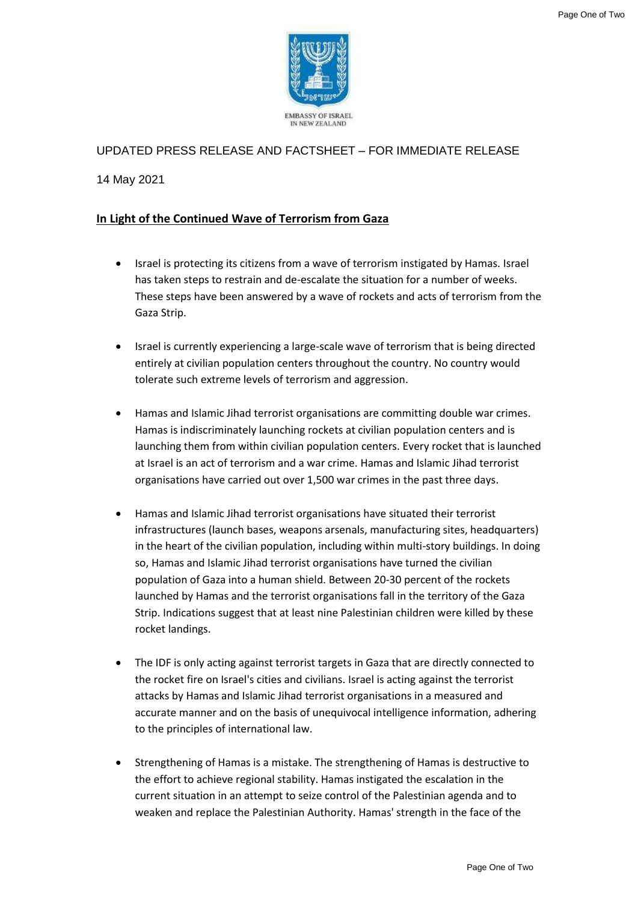EMBASSY OF ISRAEL
IN NEW ZEALAND

UPDATED PRESS RELEASE AND FACTSHEET – FOR IMMEDIATE RELEASE

14 May 2021

## In Light of the Continued Wave of Terrorism from Gaza

- Israel is protecting its citizens from a wave of terrorism instigated by Hamas. Israel has taken steps to restrain and de-escalate the situation for a number of weeks. These steps have been answered by a wave of rockets and acts of terrorism from the Gaza Strip.

- Israel is currently experiencing a large-scale wave of terrorism that is being directed entirely at civilian population centers throughout the country. No country would tolerate such extreme levels of terrorism and aggression.

- Hamas and Islamic Jihad terrorist organisations are committing double war crimes. Hamas is indiscriminately launching rockets at civilian population centers and is launching them from within civilian population centers. Every rocket that is launched at Israel is an act of terrorism and a war crime. Hamas and Islamic Jihad terrorist organisations have carried out over 1,500 war crimes in the past three days.

- Hamas and Islamic Jihad terrorist organisations have situated their terrorist infrastructures (launch bases, weapons arsenals, manufacturing sites, headquarters) in the heart of the civilian population, including within multi-story buildings. In doing so, Hamas and Islamic Jihad terrorist organisations have turned the civilian population of Gaza into a human shield. Between 20-30 percent of the rockets launched by Hamas and the terrorist organisations fall in the territory of the Gaza Strip. Indications suggest that at least nine Palestinian children were killed by these rocket landings.

- The IDF is only acting against terrorist targets in Gaza that are directly connected to the rocket fire on Israel's cities and civilians. Israel is acting against the terrorist attacks by Hamas and Islamic Jihad terrorist organisations in a measured and accurate manner and on the basis of unequivocal intelligence information, adhering to the principles of international law.

- Strengthening of Hamas is a mistake. The strengthening of Hamas is destructive to the effort to achieve regional stability. Hamas instigated the escalation in the current situation in an attempt to seize control of the Palestinian agenda and to weaken and replace the Palestinian Authority. Hamas' strength in the face of the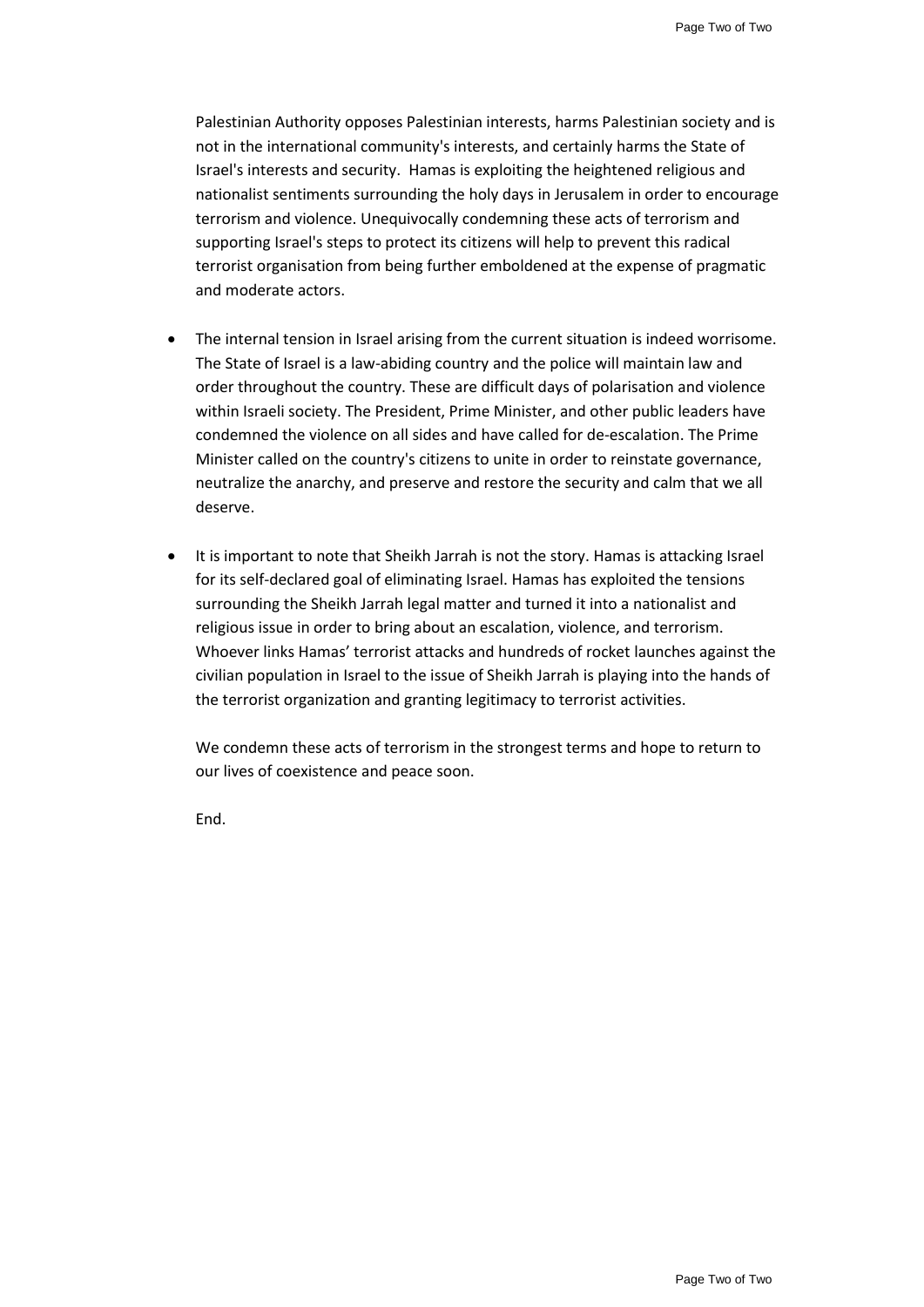Palestinian Authority opposes Palestinian interests, harms Palestinian society and is not in the international community's interests, and certainly harms the State of Israel's interests and security. Hamas is exploiting the heightened religious and nationalist sentiments surrounding the holy days in Jerusalem in order to encourage terrorism and violence. Unequivocally condemning these acts of terrorism and supporting Israel's steps to protect its citizens will help to prevent this radical terrorist organisation from being further emboldened at the expense of pragmatic and moderate actors.

- The internal tension in Israel arising from the current situation is indeed worrisome. The State of Israel is a law-abiding country and the police will maintain law and order throughout the country. These are difficult days of polarisation and violence within Israeli society. The President, Prime Minister, and other public leaders have condemned the violence on all sides and have called for de-escalation. The Prime Minister called on the country's citizens to unite in order to reinstate governance, neutralize the anarchy, and preserve and restore the security and calm that we all deserve.

- It is important to note that Sheikh Jarrah is not the story. Hamas is attacking Israel for its self-declared goal of eliminating Israel. Hamas has exploited the tensions surrounding the Sheikh Jarrah legal matter and turned it into a nationalist and religious issue in order to bring about an escalation, violence, and terrorism. Whoever links Hamas' terrorist attacks and hundreds of rocket launches against the civilian population in Israel to the issue of Sheikh Jarrah is playing into the hands of the terrorist organization and granting legitimacy to terrorist activities.

We condemn these acts of terrorism in the strongest terms and hope to return to our lives of coexistence and peace soon.

End.